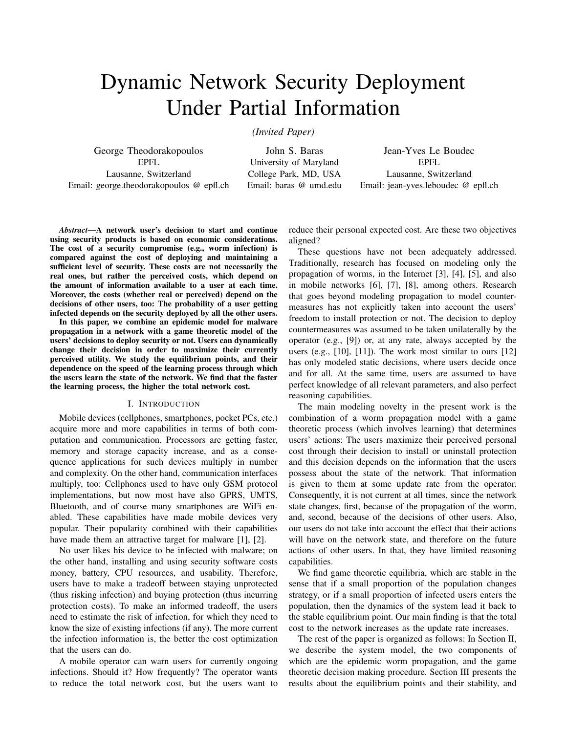# Dynamic Network Security Deployment Under Partial Information

*(Invited Paper)*

George Theodorakopoulos
EPFL
Lausanne, Switzerland
Email: george.theodorakopoulos @ epfl.ch

John S. Baras
University of Maryland
College Park, MD, USA
Email: baras @ umd.edu

Jean-Yves Le Boudec
EPFL
Lausanne, Switzerland
Email: jean-yves.leboudec @ epfl.ch

***Abstract*—A network user's decision to start and continue using security products is based on economic considerations. The cost of a security compromise (e.g., worm infection) is compared against the cost of deploying and maintaining a sufficient level of security. These costs are not necessarily the real ones, but rather the perceived costs, which depend on the amount of information available to a user at each time. Moreover, the costs (whether real or perceived) depend on the decisions of other users, too: The probability of a user getting infected depends on the security deployed by all the other users.**

**In this paper, we combine an epidemic model for malware propagation in a network with a game theoretic model of the users' decisions to deploy security or not. Users can dynamically change their decision in order to maximize their currently perceived utility. We study the equilibrium points, and their dependence on the speed of the learning process through which the users learn the state of the network. We find that the faster the learning process, the higher the total network cost.**

## I. Introduction

Mobile devices (cellphones, smartphones, pocket PCs, etc.) acquire more and more capabilities in terms of both computation and communication. Processors are getting faster, memory and storage capacity increase, and as a consequence applications for such devices multiply in number and complexity. On the other hand, communication interfaces multiply, too: Cellphones used to have only GSM protocol implementations, but now most have also GPRS, UMTS, Bluetooth, and of course many smartphones are WiFi enabled. These capabilities have made mobile devices very popular. Their popularity combined with their capabilities have made them an attractive target for malware [1], [2].

No user likes his device to be infected with malware; on the other hand, installing and using security software costs money, battery, CPU resources, and usability. Therefore, users have to make a tradeoff between staying unprotected (thus risking infection) and buying protection (thus incurring protection costs). To make an informed tradeoff, the users need to estimate the risk of infection, for which they need to know the size of existing infections (if any). The more current the infection information is, the better the cost optimization that the users can do.

A mobile operator can warn users for currently ongoing infections. Should it? How frequently? The operator wants to reduce the total network cost, but the users want to reduce their personal expected cost. Are these two objectives aligned?

These questions have not been adequately addressed. Traditionally, research has focused on modeling only the propagation of worms, in the Internet [3], [4], [5], and also in mobile networks [6], [7], [8], among others. Research that goes beyond modeling propagation to model countermeasures has not explicitly taken into account the users' freedom to install protection or not. The decision to deploy countermeasures was assumed to be taken unilaterally by the operator (e.g., [9]) or, at any rate, always accepted by the users (e.g., [10], [11]). The work most similar to ours [12] has only modeled static decisions, where users decide once and for all. At the same time, users are assumed to have perfect knowledge of all relevant parameters, and also perfect reasoning capabilities.

The main modeling novelty in the present work is the combination of a worm propagation model with a game theoretic process (which involves learning) that determines users' actions: The users maximize their perceived personal cost through their decision to install or uninstall protection and this decision depends on the information that the users possess about the state of the network. That information is given to them at some update rate from the operator. Consequently, it is not current at all times, since the network state changes, first, because of the propagation of the worm, and, second, because of the decisions of other users. Also, our users do not take into account the effect that their actions will have on the network state, and therefore on the future actions of other users. In that, they have limited reasoning capabilities.

We find game theoretic equilibria, which are stable in the sense that if a small proportion of the population changes strategy, or if a small proportion of infected users enters the population, then the dynamics of the system lead it back to the stable equilibrium point. Our main finding is that the total cost to the network increases as the update rate increases.

The rest of the paper is organized as follows: In Section II, we describe the system model, the two components of which are the epidemic worm propagation, and the game theoretic decision making procedure. Section III presents the results about the equilibrium points and their stability, and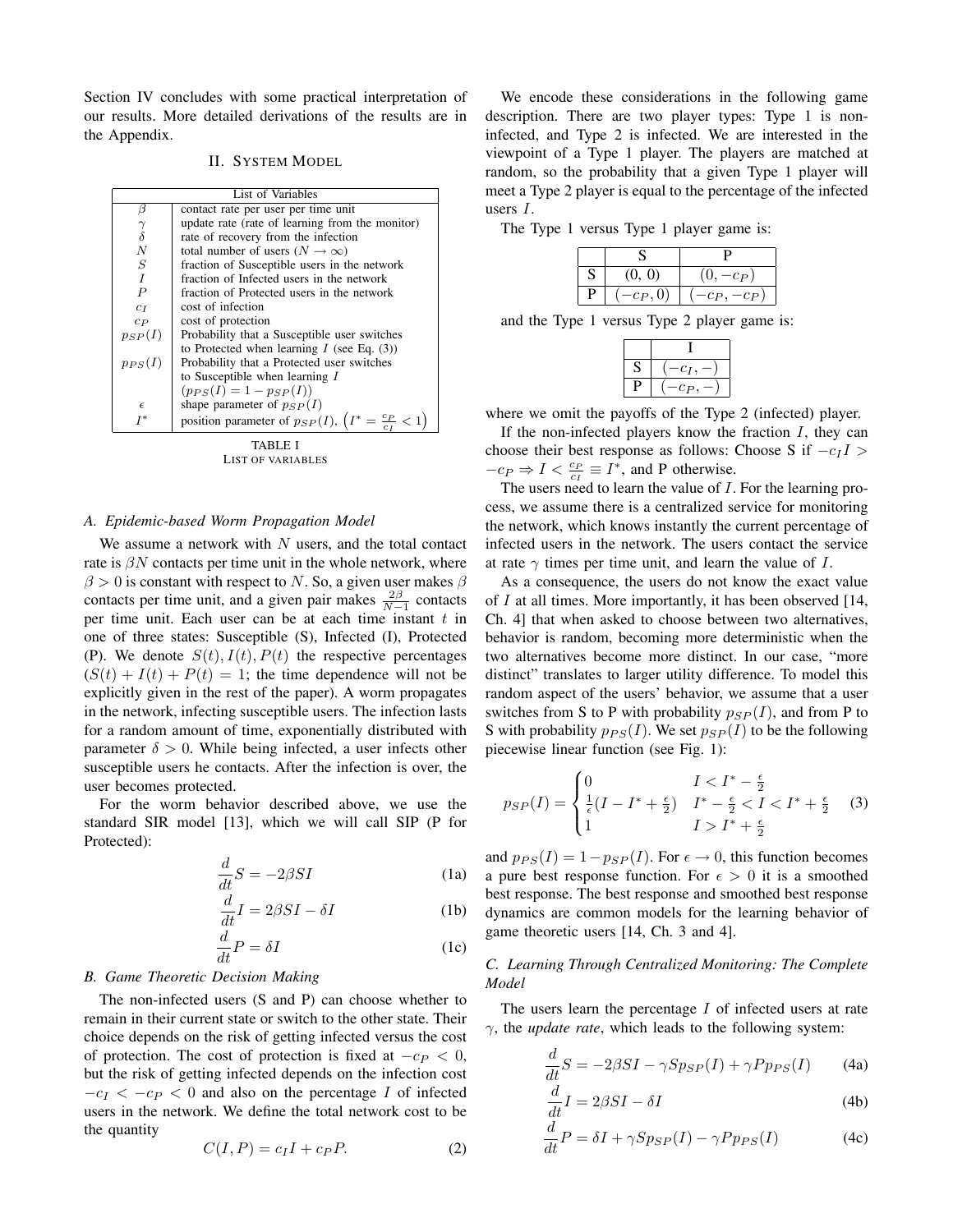Section IV concludes with some practical interpretation of our results. More detailed derivations of the results are in the Appendix.

## II. System Model

| List of Variables | |
|---|---|
| $\beta$ | contact rate per user per time unit |
| $\gamma$ | update rate (rate of learning from the monitor) |
| $\delta$ | rate of recovery from the infection |
| $N$ | total number of users ($N \to \infty$) |
| $S$ | fraction of Susceptible users in the network |
| $I$ | fraction of Infected users in the network |
| $P$ | fraction of Protected users in the network |
| $c_I$ | cost of infection |
| $c_P$ | cost of protection |
| $p_{SP}(I)$ | Probability that a Susceptible user switches to Protected when learning $I$ (see Eq. (3)) |
| $p_{PS}(I)$ | Probability that a Protected user switches to Susceptible when learning $I$ ($p_{PS}(I) = 1 - p_{SP}(I)$) |
| $\epsilon$ | shape parameter of $p_{SP}(I)$ |
| $I^*$ | position parameter of $p_{SP}(I)$, $\left(I^* = \frac{c_P}{c_I} < 1\right)$ |

TABLE I
LIST OF VARIABLES

### A. Epidemic-based Worm Propagation Model

We assume a network with $N$ users, and the total contact rate is $\beta N$ contacts per time unit in the whole network, where $\beta > 0$ is constant with respect to $N$. So, a given user makes $\beta$ contacts per time unit, and a given pair makes $\frac{2\beta}{N-1}$ contacts per time unit. Each user can be at each time instant $t$ in one of three states: Susceptible (S), Infected (I), Protected (P). We denote $S(t), I(t), P(t)$ the respective percentages ($S(t) + I(t) + P(t) = 1$; the time dependence will not be explicitly given in the rest of the paper). A worm propagates in the network, infecting susceptible users. The infection lasts for a random amount of time, exponentially distributed with parameter $\delta > 0$. While being infected, a user infects other susceptible users he contacts. After the infection is over, the user becomes protected.

For the worm behavior described above, we use the standard SIR model [13], which we will call SIP (P for Protected):

$$\frac{d}{dt}S = -2\beta SI \tag{1a}$$

$$\frac{d}{dt}I = 2\beta SI - \delta I \tag{1b}$$

$$\frac{d}{dt}P = \delta I \tag{1c}$$

### B. Game Theoretic Decision Making

The non-infected users (S and P) can choose whether to remain in their current state or switch to the other state. Their choice depends on the risk of getting infected versus the cost of protection. The cost of protection is fixed at $-c_P < 0$, but the risk of getting infected depends on the infection cost $-c_I < -c_P < 0$ and also on the percentage $I$ of infected users in the network. We define the total network cost to be the quantity

$$C(I, P) = c_I I + c_P P. \tag{2}$$

We encode these considerations in the following game description. There are two player types: Type 1 is non-infected, and Type 2 is infected. We are interested in the viewpoint of a Type 1 player. The players are matched at random, so the probability that a given Type 1 player will meet a Type 2 player is equal to the percentage of the infected users $I$.

The Type 1 versus Type 1 player game is:

| | S | P |
|---|---|---|
| S | (0, 0) | $(0, -c_P)$ |
| P | $(-c_P, 0)$ | $(-c_P, -c_P)$ |

and the Type 1 versus Type 2 player game is:

| | I |
|---|---|
| S | $(-c_I, -)$ |
| P | $(-c_P, -)$ |

where we omit the payoffs of the Type 2 (infected) player.

If the non-infected players know the fraction $I$, they can choose their best response as follows: Choose S if $-c_I I > -c_P \Rightarrow I < \frac{c_P}{c_I} \equiv I^*$, and P otherwise.

The users need to learn the value of $I$. For the learning process, we assume there is a centralized service for monitoring the network, which knows instantly the current percentage of infected users in the network. The users contact the service at rate $\gamma$ times per time unit, and learn the value of $I$.

As a consequence, the users do not know the exact value of $I$ at all times. More importantly, it has been observed [14, Ch. 4] that when asked to choose between two alternatives, behavior is random, becoming more deterministic when the two alternatives become more distinct. In our case, "more distinct" translates to larger utility difference. To model this random aspect of the users' behavior, we assume that a user switches from S to P with probability $p_{SP}(I)$, and from P to S with probability $p_{PS}(I)$. We set $p_{SP}(I)$ to be the following piecewise linear function (see Fig. 1):

$$p_{SP}(I) = \begin{cases} 0 & I < I^* - \frac{\epsilon}{2} \\ \frac{1}{\epsilon}(I - I^* + \frac{\epsilon}{2}) & I^* - \frac{\epsilon}{2} < I < I^* + \frac{\epsilon}{2} \\ 1 & I > I^* + \frac{\epsilon}{2} \end{cases} \tag{3}$$

and $p_{PS}(I) = 1 - p_{SP}(I)$. For $\epsilon \to 0$, this function becomes a pure best response function. For $\epsilon > 0$ it is a smoothed best response. The best response and smoothed best response dynamics are common models for the learning behavior of game theoretic users [14, Ch. 3 and 4].

### C. Learning Through Centralized Monitoring: The Complete Model

The users learn the percentage $I$ of infected users at rate $\gamma$, the *update rate*, which leads to the following system:

$$\frac{d}{dt}S = -2\beta SI - \gamma S p_{SP}(I) + \gamma P p_{PS}(I) \tag{4a}$$

$$\frac{d}{dt}I = 2\beta SI - \delta I \tag{4b}$$

$$\frac{d}{dt}P = \delta I + \gamma S p_{SP}(I) - \gamma P p_{PS}(I) \tag{4c}$$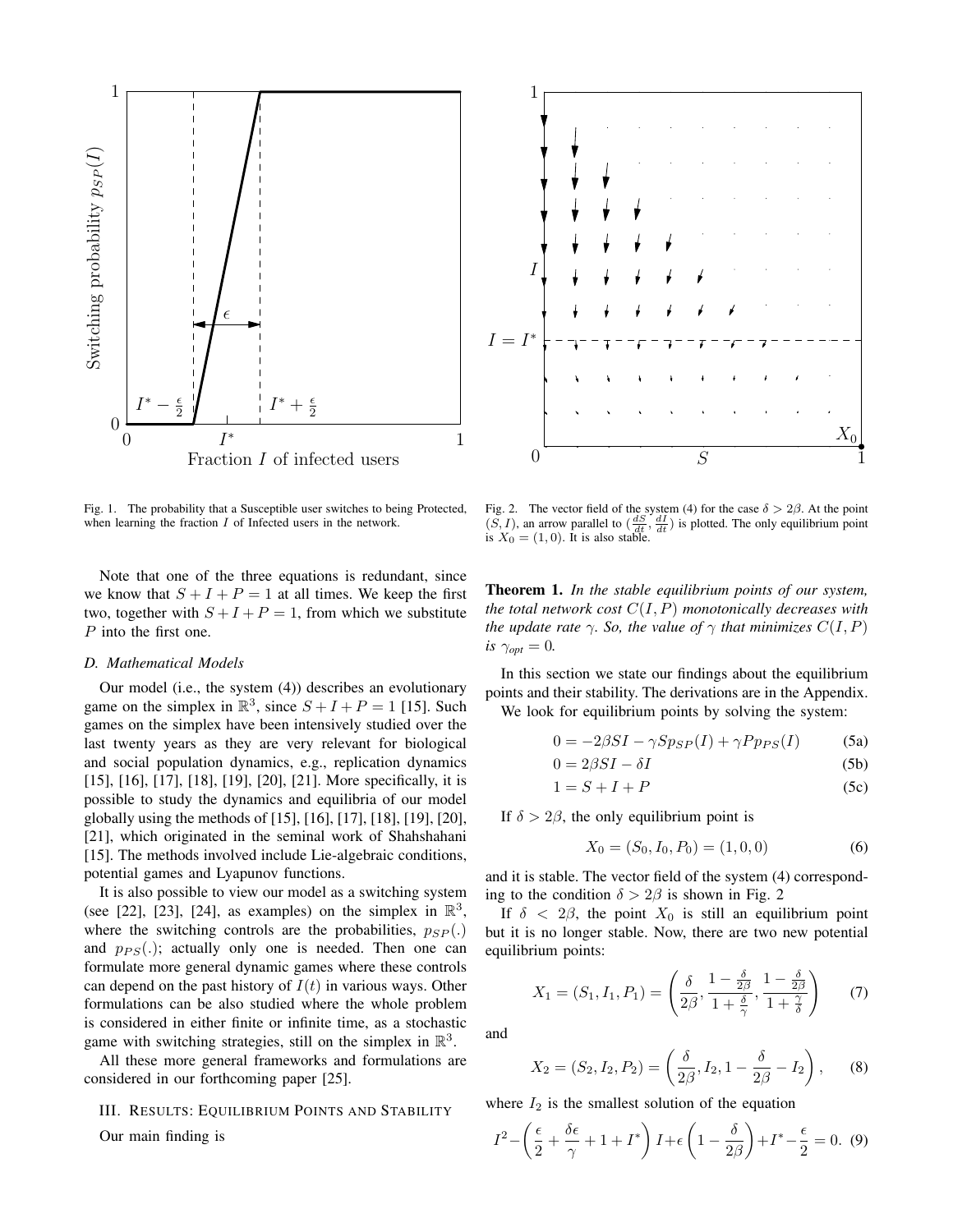Fig. 1. The probability that a Susceptible user switches to being Protected, when learning the fraction $I$ of Infected users in the network.

Fig. 2. The vector field of the system (4) for the case $\delta > 2\beta$. At the point $(S, I)$, an arrow parallel to $(\frac{dS}{dt}, \frac{dI}{dt})$ is plotted. The only equilibrium point is $X_0 = (1, 0)$. It is also stable.

Note that one of the three equations is redundant, since we know that $S + I + P = 1$ at all times. We keep the first two, together with $S + I + P = 1$, from which we substitute $P$ into the first one.

### D. Mathematical Models

Our model (i.e., the system (4)) describes an evolutionary game on the simplex in $\mathbb{R}^3$, since $S + I + P = 1$ [15]. Such games on the simplex have been intensively studied over the last twenty years as they are very relevant for biological and social population dynamics, e.g., replication dynamics [15], [16], [17], [18], [19], [20], [21]. More specifically, it is possible to study the dynamics and equilibria of our model globally using the methods of [15], [16], [17], [18], [19], [20], [21], which originated in the seminal work of Shahshahani [15]. The methods involved include Lie-algebraic conditions, potential games and Lyapunov functions.

It is also possible to view our model as a switching system (see [22], [23], [24], as examples) on the simplex in $\mathbb{R}^3$, where the switching controls are the probabilities, $p_{SP}(.)$ and $p_{PS}(.)$; actually only one is needed. Then one can formulate more general dynamic games where these controls can depend on the past history of $I(t)$ in various ways. Other formulations can be also studied where the whole problem is considered in either finite or infinite time, as a stochastic game with switching strategies, still on the simplex in $\mathbb{R}^3$.

All these more general frameworks and formulations are considered in our forthcoming paper [25].

## III. Results: Equilibrium Points and Stability

Our main finding is

**Theorem 1.** *In the stable equilibrium points of our system, the total network cost $C(I, P)$ monotonically decreases with the update rate $\gamma$. So, the value of $\gamma$ that minimizes $C(I, P)$ is $\gamma_{opt} = 0$.*

In this section we state our findings about the equilibrium points and their stability. The derivations are in the Appendix.

We look for equilibrium points by solving the system:

$$0 = -2\beta SI - \gamma S p_{SP}(I) + \gamma P p_{PS}(I) \tag{5a}$$

$$0 = 2\beta SI - \delta I \tag{5b}$$

$$1 = S + I + P \tag{5c}$$

If $\delta > 2\beta$, the only equilibrium point is

$$X_0 = (S_0, I_0, P_0) = (1, 0, 0) \tag{6}$$

and it is stable. The vector field of the system (4) corresponding to the condition $\delta > 2\beta$ is shown in Fig. 2

If $\delta < 2\beta$, the point $X_0$ is still an equilibrium point but it is no longer stable. Now, there are two new potential equilibrium points:

$$X_1 = (S_1, I_1, P_1) = \left( \frac{\delta}{2\beta}, \frac{1 - \frac{\delta}{2\beta}}{1 + \frac{\delta}{\gamma}}, \frac{1 - \frac{\delta}{2\beta}}{1 + \frac{\gamma}{\delta}} \right) \tag{7}$$

and

$$X_2 = (S_2, I_2, P_2) = \left( \frac{\delta}{2\beta}, I_2, 1 - \frac{\delta}{2\beta} - I_2 \right), \tag{8}$$

where $I_2$ is the smallest solution of the equation

$$I^2 - \left( \frac{\epsilon}{2} + \frac{\delta\epsilon}{\gamma} + 1 + I^* \right) I + \epsilon \left( 1 - \frac{\delta}{2\beta} \right) + I^* - \frac{\epsilon}{2} = 0. \tag{9}$$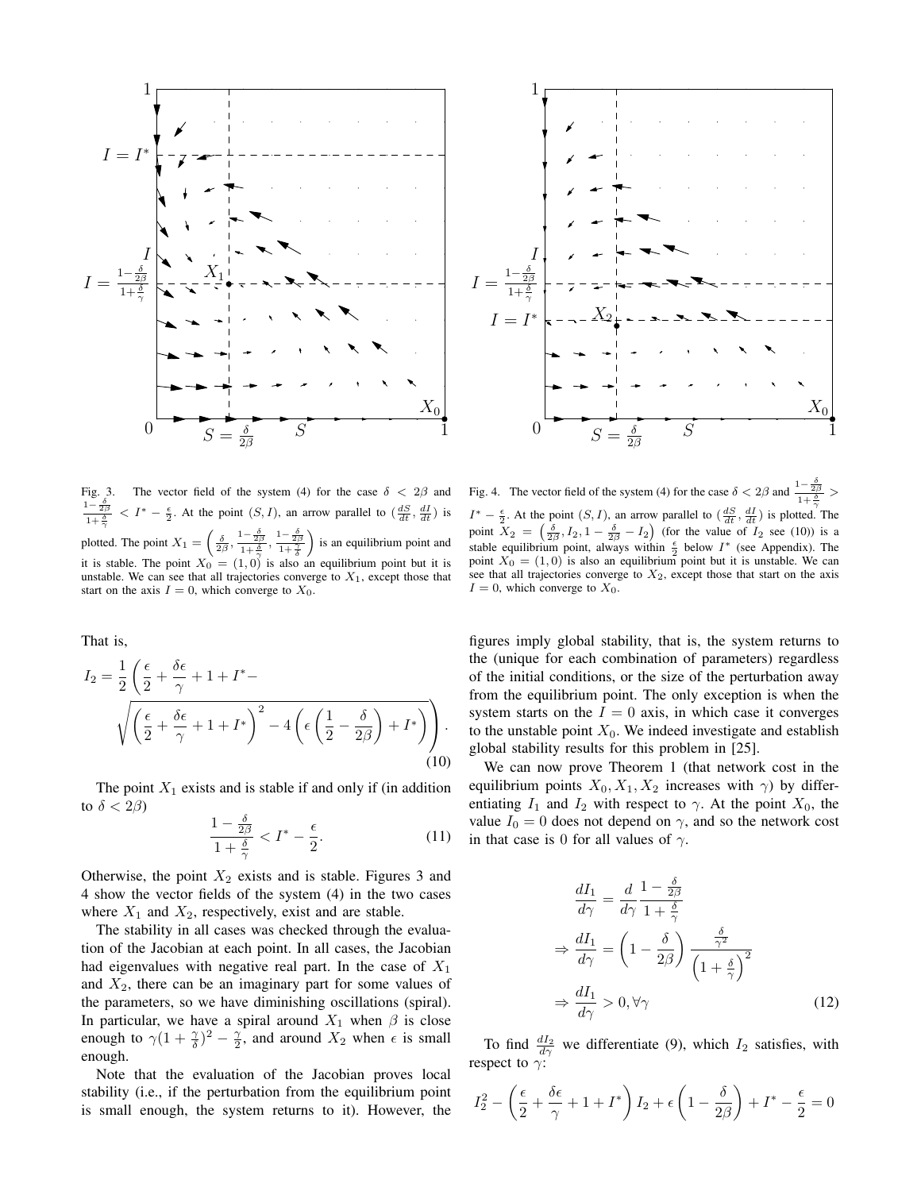Fig. 3. The vector field of the system (4) for the case $\delta < 2\beta$ and $\frac{1-\frac{\delta}{2\beta}}{1+\frac{\delta}{\gamma}} < I^* - \frac{\epsilon}{2}$. At the point $(S, I)$, an arrow parallel to $(\frac{dS}{dt}, \frac{dI}{dt})$ is plotted. The point $X_1 = \left(\frac{\delta}{2\beta}, \frac{1-\frac{\delta}{2\beta}}{1+\frac{\delta}{\gamma}}, \frac{1-\frac{\delta}{2\beta}}{1+\frac{\gamma}{\delta}}\right)$ is an equilibrium point and it is stable. The point $X_0 = (1, 0)$ is also an equilibrium point but it is unstable. We can see that all trajectories converge to $X_1$, except those that start on the axis $I = 0$, which converge to $X_0$.

Fig. 4. The vector field of the system (4) for the case $\delta < 2\beta$ and $\frac{1-\frac{\delta}{2\beta}}{1+\frac{\delta}{\gamma}} > I^* - \frac{\epsilon}{2}$. At the point $(S, I)$, an arrow parallel to $(\frac{dS}{dt}, \frac{dI}{dt})$ is plotted. The point $X_2 = \left(\frac{\delta}{2\beta}, I_2, 1 - \frac{\delta}{2\beta} - I_2\right)$ (for the value of $I_2$ see (10)) is a stable equilibrium point, always within $\frac{\epsilon}{2}$ below $I^*$ (see Appendix). The point $X_0 = (1, 0)$ is also an equilibrium point but it is unstable. We can see that all trajectories converge to $X_2$, except those that start on the axis $I = 0$, which converge to $X_0$.

That is,

$$I_2 = \frac{1}{2}\left(\frac{\epsilon}{2} + \frac{\delta\epsilon}{\gamma} + 1 + I^* - \sqrt{\left(\frac{\epsilon}{2} + \frac{\delta\epsilon}{\gamma} + 1 + I^*\right)^2 - 4\left(\epsilon\left(\frac{1}{2} - \frac{\delta}{2\beta}\right) + I^*\right)}\right). \tag{10}$$

The point $X_1$ exists and is stable if and only if (in addition to $\delta < 2\beta$)

$$\frac{1 - \frac{\delta}{2\beta}}{1 + \frac{\delta}{\gamma}} < I^* - \frac{\epsilon}{2}. \tag{11}$$

Otherwise, the point $X_2$ exists and is stable. Figures 3 and 4 show the vector fields of the system (4) in the two cases where $X_1$ and $X_2$, respectively, exist and are stable.

The stability in all cases was checked through the evaluation of the Jacobian at each point. In all cases, the Jacobian had eigenvalues with negative real part. In the case of $X_1$ and $X_2$, there can be an imaginary part for some values of the parameters, so we have diminishing oscillations (spiral). In particular, we have a spiral around $X_1$ when $\beta$ is close enough to $\gamma(1 + \frac{\gamma}{\delta})^2 - \frac{\gamma}{2}$, and around $X_2$ when $\epsilon$ is small enough.

Note that the evaluation of the Jacobian proves local stability (i.e., if the perturbation from the equilibrium point is small enough, the system returns to it). However, the figures imply global stability, that is, the system returns to the (unique for each combination of parameters) regardless of the initial conditions, or the size of the perturbation away from the equilibrium point. The only exception is when the system starts on the $I = 0$ axis, in which case it converges to the unstable point $X_0$. We indeed investigate and establish global stability results for this problem in [25].

We can now prove Theorem 1 (that network cost in the equilibrium points $X_0, X_1, X_2$ increases with $\gamma$) by differentiating $I_1$ and $I_2$ with respect to $\gamma$. At the point $X_0$, the value $I_0 = 0$ does not depend on $\gamma$, and so the network cost in that case is 0 for all values of $\gamma$.

$$\begin{aligned}
&\frac{dI_1}{d\gamma} = \frac{d}{d\gamma}\frac{1 - \frac{\delta}{2\beta}}{1 + \frac{\delta}{\gamma}} \\
\Rightarrow\ &\frac{dI_1}{d\gamma} = \left(1 - \frac{\delta}{2\beta}\right)\frac{\frac{\delta}{\gamma^2}}{\left(1 + \frac{\delta}{\gamma}\right)^2} \\
\Rightarrow\ &\frac{dI_1}{d\gamma} > 0, \forall\gamma
\end{aligned} \tag{12}$$

To find $\frac{dI_2}{d\gamma}$ we differentiate (9), which $I_2$ satisfies, with respect to $\gamma$:

$$I_2^2 - \left(\frac{\epsilon}{2} + \frac{\delta\epsilon}{\gamma} + 1 + I^*\right)I_2 + \epsilon\left(1 - \frac{\delta}{2\beta}\right) + I^* - \frac{\epsilon}{2} = 0$$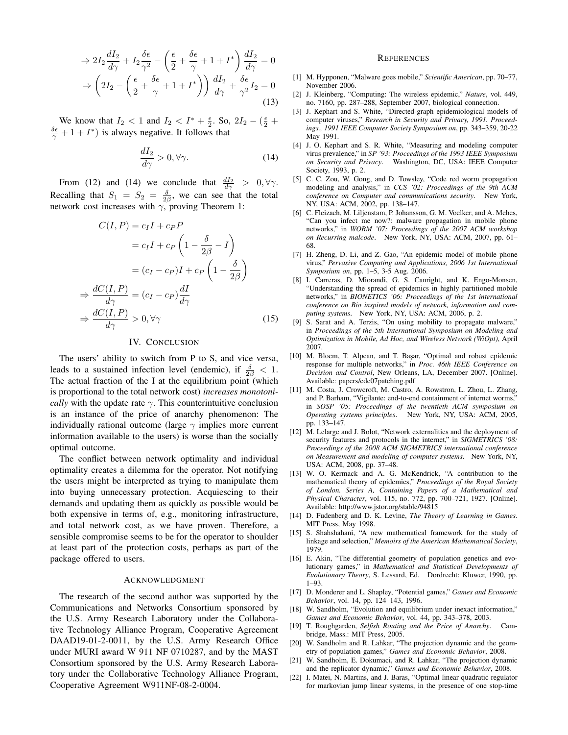$$\Rightarrow 2I_2 \frac{dI_2}{d\gamma} + I_2 \frac{\delta\epsilon}{\gamma^2} - \left(\frac{\epsilon}{2} + \frac{\delta\epsilon}{\gamma} + 1 + I^*\right) \frac{dI_2}{d\gamma} = 0$$

$$\Rightarrow \left(2I_2 - \left(\frac{\epsilon}{2} + \frac{\delta\epsilon}{\gamma} + 1 + I^*\right)\right) \frac{dI_2}{d\gamma} + \frac{\delta\epsilon}{\gamma^2} I_2 = 0 \tag{13}$$

We know that $I_2 < 1$ and $I_2 < I^* + \frac{\epsilon}{2}$. So, $2I_2 - (\frac{\epsilon}{2} + \frac{\delta\epsilon}{\gamma} + 1 + I^*)$ is always negative. It follows that

$$\frac{dI_2}{d\gamma} > 0, \forall \gamma. \tag{14}$$

From (12) and (14) we conclude that $\frac{dI_2}{d\gamma} > 0, \forall \gamma$. Recalling that $S_1 = S_2 = \frac{\delta}{2\beta}$, we can see that the total network cost increases with $\gamma$, proving Theorem 1:

$$\begin{aligned}
C(I, P) &= c_I I + c_P P \\
&= c_I I + c_P \left(1 - \frac{\delta}{2\beta} - I\right) \\
&= (c_I - c_P) I + c_P \left(1 - \frac{\delta}{2\beta}\right) \\
\Rightarrow \frac{dC(I, P)}{d\gamma} &= (c_I - c_P) \frac{dI}{d\gamma} \\
\Rightarrow \frac{dC(I, P)}{d\gamma} &> 0, \forall \gamma
\end{aligned} \tag{15}$$

## IV. Conclusion

The users' ability to switch from P to S, and vice versa, leads to a sustained infection level (endemic), if $\frac{\delta}{2\beta} < 1$. The actual fraction of the I at the equilibrium point (which is proportional to the total network cost) *increases monotonically* with the update rate $\gamma$. This counterintuitive conclusion is an instance of the price of anarchy phenomenon: The individually rational outcome (large $\gamma$ implies more current information available to the users) is worse than the socially optimal outcome.

The conflict between network optimality and individual optimality creates a dilemma for the operator. Not notifying the users might be interpreted as trying to manipulate them into buying unnecessary protection. Acquiescing to their demands and updating them as quickly as possible would be both expensive in terms of, e.g., monitoring infrastructure, and total network cost, as we have proven. Therefore, a sensible compromise seems to be for the operator to shoulder at least part of the protection costs, perhaps as part of the package offered to users.

## Acknowledgment

The research of the second author was supported by the Communications and Networks Consortium sponsored by the U.S. Army Research Laboratory under the Collaborative Technology Alliance Program, Cooperative Agreement DAAD19-01-2-0011, by the U.S. Army Research Office under MURI award W 911 NF 0710287, and by the MAST Consortium sponsored by the U.S. Army Research Laboratory under the Collaborative Technology Alliance Program, Cooperative Agreement W911NF-08-2-0004.

## References

[1] M. Hypponen, "Malware goes mobile," *Scientific American*, pp. 70–77, November 2006.

[2] J. Kleinberg, "Computing: The wireless epidemic," *Nature*, vol. 449, no. 7160, pp. 287–288, September 2007, biological connection.

[3] J. Kephart and S. White, "Directed-graph epidemiological models of computer viruses," *Research in Security and Privacy, 1991. Proceedings., 1991 IEEE Computer Society Symposium on*, pp. 343–359, 20-22 May 1991.

[4] J. O. Kephart and S. R. White, "Measuring and modeling computer virus prevalence," in *SP '93: Proceedings of the 1993 IEEE Symposium on Security and Privacy*. Washington, DC, USA: IEEE Computer Society, 1993, p. 2.

[5] C. C. Zou, W. Gong, and D. Towsley, "Code red worm propagation modeling and analysis," in *CCS '02: Proceedings of the 9th ACM conference on Computer and communications security*. New York, NY, USA: ACM, 2002, pp. 138–147.

[6] C. Fleizach, M. Liljenstam, P. Johansson, G. M. Voelker, and A. Mehes, "Can you infect me now?: malware propagation in mobile phone networks," in *WORM '07: Proceedings of the 2007 ACM workshop on Recurring malcode*. New York, NY, USA: ACM, 2007, pp. 61–68.

[7] H. Zheng, D. Li, and Z. Gao, "An epidemic model of mobile phone virus," *Pervasive Computing and Applications, 2006 1st International Symposium on*, pp. 1–5, 3-5 Aug. 2006.

[8] I. Carreras, D. Miorandi, G. S. Canright, and K. Engo-Monsen, "Understanding the spread of epidemics in highly partitioned mobile networks," in *BIONETICS '06: Proceedings of the 1st international conference on Bio inspired models of network, information and computing systems*. New York, NY, USA: ACM, 2006, p. 2.

[9] S. Sarat and A. Terzis, "On using mobility to propagate malware," in *Proceedings of the 5th International Symposium on Modeling and Optimization in Mobile, Ad Hoc, and Wireless Network (WiOpt)*, April 2007.

[10] M. Bloem, T. Alpcan, and T. Başar, "Optimal and robust epidemic response for multiple networks," in *Proc. 46th IEEE Conference on Decision and Control*, New Orleans, LA, December 2007. [Online]. Available: papers/cdc07patching.pdf

[11] M. Costa, J. Crowcroft, M. Castro, A. Rowstron, L. Zhou, L. Zhang, and P. Barham, "Vigilante: end-to-end containment of internet worms," in *SOSP '05: Proceedings of the twentieth ACM symposium on Operating systems principles*. New York, NY, USA: ACM, 2005, pp. 133–147.

[12] M. Lelarge and J. Bolot, "Network externalities and the deployment of security features and protocols in the internet," in *SIGMETRICS '08: Proceedings of the 2008 ACM SIGMETRICS international conference on Measurement and modeling of computer systems*. New York, NY, USA: ACM, 2008, pp. 37–48.

[13] W. O. Kermack and A. G. McKendrick, "A contribution to the mathematical theory of epidemics," *Proceedings of the Royal Society of London. Series A, Containing Papers of a Mathematical and Physical Character*, vol. 115, no. 772, pp. 700–721, 1927. [Online]. Available: http://www.jstor.org/stable/94815

[14] D. Fudenberg and D. K. Levine, *The Theory of Learning in Games*. MIT Press, May 1998.

[15] S. Shahshahani, "A new mathematical framework for the study of linkage and selection," *Memoirs of the American Mathematical Society*, 1979.

[16] E. Akin, "The differential geometry of population genetics and evolutionary games," in *Mathematical and Statistical Developments of Evolutionary Theory*, S. Lessard, Ed. Dordrecht: Kluwer, 1990, pp. 1–93.

[17] D. Monderer and L. Shapley, "Potential games," *Games and Economic Behavior*, vol. 14, pp. 124–143, 1996.

[18] W. Sandholm, "Evolution and equilibrium under inexact information," *Games and Economic Behavior*, vol. 44, pp. 343–378, 2003.

[19] T. Roughgarden, *Selfish Routing and the Price of Anarchy*. Cambridge, Mass.: MIT Press, 2005.

[20] W. Sandholm and R. Lahkar, "The projection dynamic and the geometry of population games," *Games and Economic Behavior*, 2008.

[21] W. Sandholm, E. Dokumaci, and R. Lahkar, "The projection dynamic and the replicator dynamic," *Games and Economic Behavior*, 2008.

[22] I. Matei, N. Martins, and J. Baras, "Optimal linear quadratic regulator for markovian jump linear systems, in the presence of one stop-time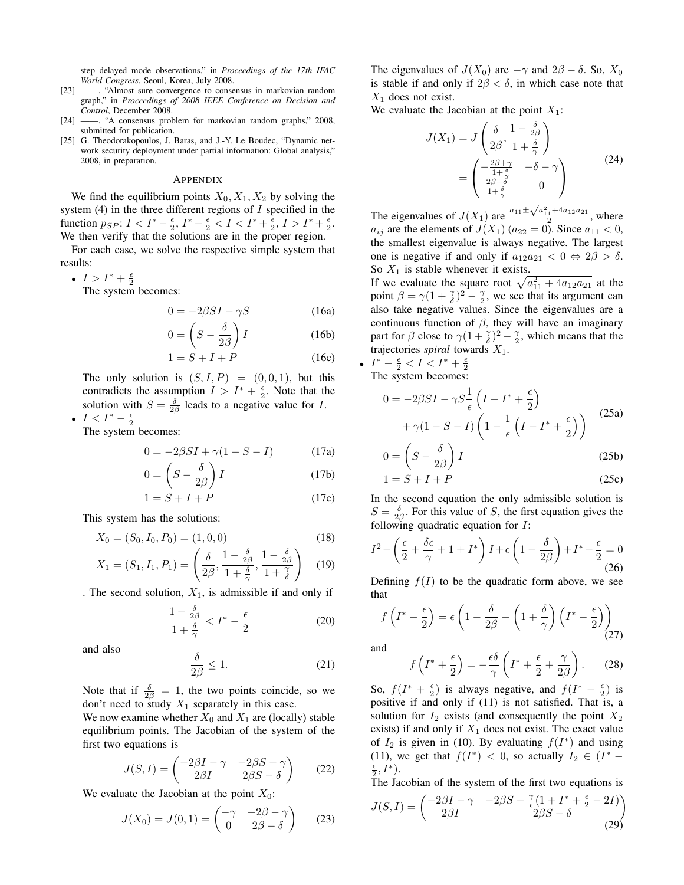step delayed mode observations," in *Proceedings of the 17th IFAC World Congress*, Seoul, Korea, July 2008.

[23] ——, "Almost sure convergence to consensus in markovian random graph," in *Proceedings of 2008 IEEE Conference on Decision and Control*, December 2008.

[24] ——, "A consensus problem for markovian random graphs," 2008, submitted for publication.

[25] G. Theodorakopoulos, J. Baras, and J.-Y. Le Boudec, "Dynamic network security deployment under partial information: Global analysis," 2008, in preparation.

## APPENDIX

We find the equilibrium points $X_0, X_1, X_2$ by solving the system (4) in the three different regions of $I$ specified in the function $p_{SP}$: $I < I^* - \frac{\epsilon}{2}$, $I^* - \frac{\epsilon}{2} < I < I^* + \frac{\epsilon}{2}$, $I > I^* + \frac{\epsilon}{2}$. We then verify that the solutions are in the proper region.

For each case, we solve the respective simple system that results:

- $I > I^* + \frac{\epsilon}{2}$

  The system becomes:

$$0 = -2\beta SI - \gamma S \tag{16a}$$

$$0 = \left(S - \frac{\delta}{2\beta}\right) I \tag{16b}$$

$$1 = S + I + P \tag{16c}$$

  The only solution is $(S, I, P) = (0, 0, 1)$, but this contradicts the assumption $I > I^* + \frac{\epsilon}{2}$. Note that the solution with $S = \frac{\delta}{2\beta}$ leads to a negative value for $I$.

- $I < I^* - \frac{\epsilon}{2}$

  The system becomes:

$$0 = -2\beta SI + \gamma(1 - S - I) \tag{17a}$$

$$0 = \left(S - \frac{\delta}{2\beta}\right) I \tag{17b}$$

$$1 = S + I + P \tag{17c}$$

  This system has the solutions:

$$X_0 = (S_0, I_0, P_0) = (1, 0, 0) \tag{18}$$

$$X_1 = (S_1, I_1, P_1) = \left(\frac{\delta}{2\beta}, \frac{1 - \frac{\delta}{2\beta}}{1 + \frac{\delta}{\gamma}}, \frac{1 - \frac{\delta}{2\beta}}{1 + \frac{\gamma}{\delta}}\right) \tag{19}$$

  . The second solution, $X_1$, is admissible if and only if

$$\frac{1 - \frac{\delta}{2\beta}}{1 + \frac{\delta}{\gamma}} < I^* - \frac{\epsilon}{2} \tag{20}$$

  and also

$$\frac{\delta}{2\beta} \leq 1. \tag{21}$$

  Note that if $\frac{\delta}{2\beta} = 1$, the two points coincide, so we don't need to study $X_1$ separately in this case.

  We now examine whether $X_0$ and $X_1$ are (locally) stable equilibrium points. The Jacobian of the system of the first two equations is

$$J(S, I) = \begin{pmatrix} -2\beta I - \gamma & -2\beta S - \gamma \\ 2\beta I & 2\beta S - \delta \end{pmatrix} \tag{22}$$

  We evaluate the Jacobian at the point $X_0$:

$$J(X_0) = J(0, 1) = \begin{pmatrix} -\gamma & -2\beta - \gamma \\ 0 & 2\beta - \delta \end{pmatrix} \tag{23}$$

  The eigenvalues of $J(X_0)$ are $-\gamma$ and $2\beta - \delta$. So, $X_0$ is stable if and only if $2\beta < \delta$, in which case note that $X_1$ does not exist.

  We evaluate the Jacobian at the point $X_1$:

$$J(X_1) = J\left(\frac{\delta}{2\beta}, \frac{1 - \frac{\delta}{2\beta}}{1 + \frac{\delta}{\gamma}}\right) = \begin{pmatrix} -\frac{2\beta + \gamma}{1 + \frac{\delta}{\gamma}} & -\delta - \gamma \\ \frac{2\beta - \delta}{1 + \frac{\delta}{\gamma}} & 0 \end{pmatrix} \tag{24}$$

  The eigenvalues of $J(X_1)$ are $\frac{a_{11} \pm \sqrt{a_{11}^2 + 4a_{12}a_{21}}}{2}$, where $a_{ij}$ are the elements of $J(X_1)$ ($a_{22} = 0$). Since $a_{11} < 0$, the smallest eigenvalue is always negative. The largest one is negative if and only if $a_{12}a_{21} < 0 \Leftrightarrow 2\beta > \delta$. So $X_1$ is stable whenever it exists.

  If we evaluate the square root $\sqrt{a_{11}^2 + 4a_{12}a_{21}}$ at the point $\beta = \gamma(1 + \frac{\gamma}{\delta})^2 - \frac{\gamma}{2}$, we see that its argument can also take negative values. Since the eigenvalues are a continuous function of $\beta$, they will have an imaginary part for $\beta$ close to $\gamma(1 + \frac{\gamma}{\delta})^2 - \frac{\gamma}{2}$, which means that the trajectories *spiral* towards $X_1$.

- $I^* - \frac{\epsilon}{2} < I < I^* + \frac{\epsilon}{2}$

  The system becomes:

$$\begin{aligned} 0 = &-2\beta SI - \gamma S \frac{1}{\epsilon}\left(I - I^* + \frac{\epsilon}{2}\right) \\ &+ \gamma(1 - S - I)\left(1 - \frac{1}{\epsilon}\left(I - I^* + \frac{\epsilon}{2}\right)\right) \end{aligned} \tag{25a}$$

$$0 = \left(S - \frac{\delta}{2\beta}\right) I \tag{25b}$$

$$1 = S + I + P \tag{25c}$$

  In the second equation the only admissible solution is $S = \frac{\delta}{2\beta}$. For this value of $S$, the first equation gives the following quadratic equation for $I$:

$$I^2 - \left(\frac{\epsilon}{2} + \frac{\delta\epsilon}{\gamma} + 1 + I^*\right) I + \epsilon\left(1 - \frac{\delta}{2\beta}\right) + I^* - \frac{\epsilon}{2} = 0 \tag{26}$$

  Defining $f(I)$ to be the quadratic form above, we see that

$$f\left(I^* - \frac{\epsilon}{2}\right) = \epsilon\left(1 - \frac{\delta}{2\beta} - \left(1 + \frac{\delta}{\gamma}\right)\left(I^* - \frac{\epsilon}{2}\right)\right) \tag{27}$$

  and

$$f\left(I^* + \frac{\epsilon}{2}\right) = -\frac{\epsilon\delta}{\gamma}\left(I^* + \frac{\epsilon}{2} + \frac{\gamma}{2\beta}\right). \tag{28}$$

  So, $f(I^* + \frac{\epsilon}{2})$ is always negative, and $f(I^* - \frac{\epsilon}{2})$ is positive if and only if (11) is not satisfied. That is, a solution for $I_2$ exists (and consequently the point $X_2$ exists) if and only if $X_1$ does not exist. The exact value of $I_2$ is given in (10). By evaluating $f(I^*)$ and using (11), we get that $f(I^*) < 0$, so actually $I_2 \in (I^* - \frac{\epsilon}{2}, I^*)$.

  The Jacobian of the system of the first two equations is

$$J(S, I) = \begin{pmatrix} -2\beta I - \gamma & -2\beta S - \frac{\gamma}{\epsilon}(1 + I^* + \frac{\epsilon}{2} - 2I) \\ 2\beta I & 2\beta S - \delta \end{pmatrix} \tag{29}$$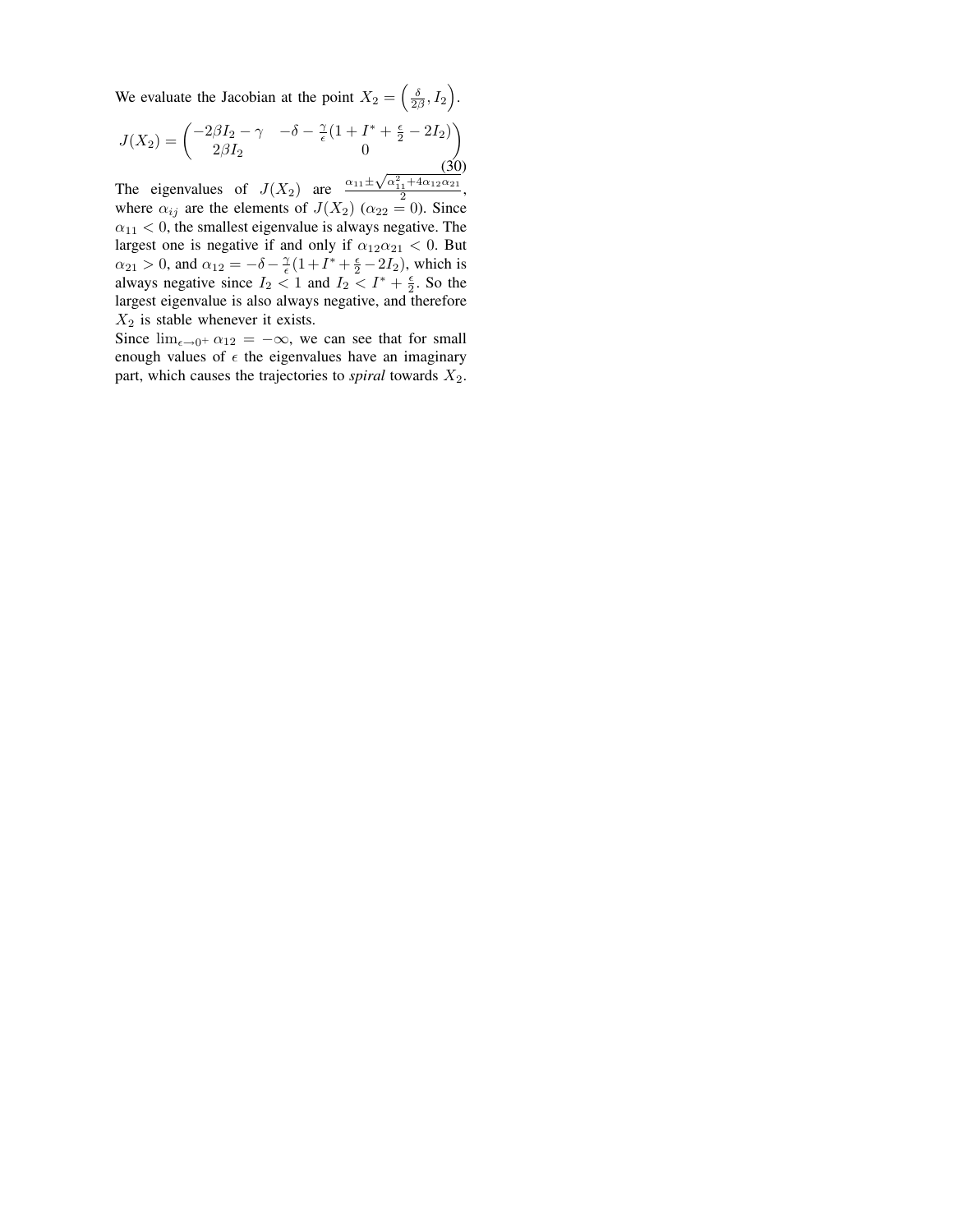We evaluate the Jacobian at the point $X_2 = \left(\frac{\delta}{2\beta}, I_2\right)$.

$$J(X_2) = \begin{pmatrix} -2\beta I_2 - \gamma & -\delta - \frac{\gamma}{\epsilon}(1 + I^* + \frac{\epsilon}{2} - 2I_2) \\ 2\beta I_2 & 0 \end{pmatrix} \tag{30}$$

The eigenvalues of $J(X_2)$ are $\frac{\alpha_{11} \pm \sqrt{\alpha_{11}^2 + 4\alpha_{12}\alpha_{21}}}{2}$, where $\alpha_{ij}$ are the elements of $J(X_2)$ ($\alpha_{22} = 0$). Since $\alpha_{11} < 0$, the smallest eigenvalue is always negative. The largest one is negative if and only if $\alpha_{12}\alpha_{21} < 0$. But $\alpha_{21} > 0$, and $\alpha_{12} = -\delta - \frac{\gamma}{\epsilon}(1 + I^* + \frac{\epsilon}{2} - 2I_2)$, which is always negative since $I_2 < 1$ and $I_2 < I^* + \frac{\epsilon}{2}$. So the largest eigenvalue is also always negative, and therefore $X_2$ is stable whenever it exists.

Since $\lim_{\epsilon \to 0^+} \alpha_{12} = -\infty$, we can see that for small enough values of $\epsilon$ the eigenvalues have an imaginary part, which causes the trajectories to *spiral* towards $X_2$.